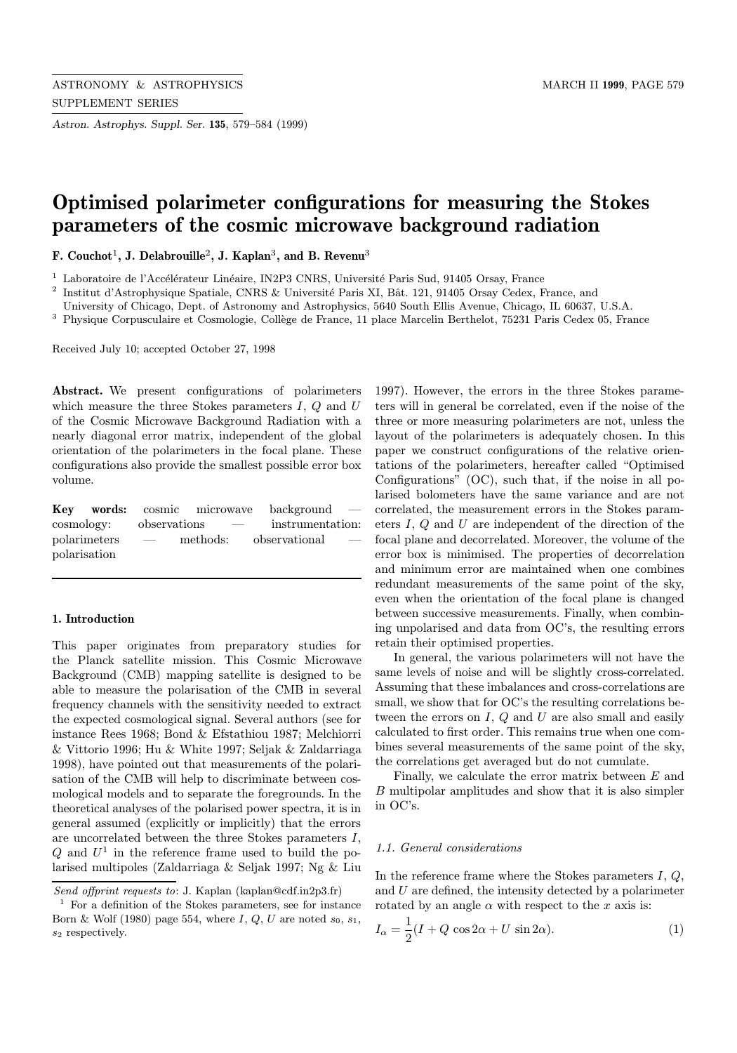# Optimised polarimeter configurations for measuring the Stokes parameters of the cosmic microwave background radiation

**F. Couchot[1], J. Delabrouille[2], J. Kaplan[3], and B. Revenu[3]**

[1] Laboratoire de l'Accélérateur Linéaire, IN2P3 CNRS, Université Paris Sud, 91405 Orsay, France
[2] Institut d'Astrophysique Spatiale, CNRS & Université Paris XI, Bât. 121, 91405 Orsay Cedex, France, and University of Chicago, Dept. of Astronomy and Astrophysics, 5640 South Ellis Avenue, Chicago, IL 60637, U.S.A.
[3] Physique Corpusculaire et Cosmologie, Collège de France, 11 place Marcelin Berthelot, 75231 Paris Cedex 05, France

Received July 10; accepted October 27, 1998

**Abstract.** We present configurations of polarimeters which measure the three Stokes parameters $I$, $Q$ and $U$ of the Cosmic Microwave Background Radiation with a nearly diagonal error matrix, independent of the global orientation of the polarimeters in the focal plane. These configurations also provide the smallest possible error box volume.

**Key words:** cosmic microwave background — cosmology: observations — instrumentation: polarimeters — methods: observational — polarisation

## 1. Introduction

This paper originates from preparatory studies for the Planck satellite mission. This Cosmic Microwave Background (CMB) mapping satellite is designed to be able to measure the polarisation of the CMB in several frequency channels with the sensitivity needed to extract the expected cosmological signal. Several authors (see for instance Rees 1968; Bond & Efstathiou 1987; Melchiorri & Vittorio 1996; Hu & White 1997; Seljak & Zaldarriaga 1998), have pointed out that measurements of the polarisation of the CMB will help to discriminate between cosmological models and to separate the foregrounds. In the theoretical analyses of the polarised power spectra, it is in general assumed (explicitly or implicitly) that the errors are uncorrelated between the three Stokes parameters $I$, $Q$ and $U$[1] in the reference frame used to build the polarised multipoles (Zaldarriaga & Seljak 1997; Ng & Liu 1997). However, the errors in the three Stokes parameters will in general be correlated, even if the noise of the three or more measuring polarimeters are not, unless the layout of the polarimeters is adequately chosen. In this paper we construct configurations of the relative orientations of the polarimeters, hereafter called "Optimised Configurations" (OC), such that, if the noise in all polarised bolometers have the same variance and are not correlated, the measurement errors in the Stokes parameters $I$, $Q$ and $U$ are independent of the direction of the focal plane and decorrelated. Moreover, the volume of the error box is minimised. The properties of decorrelation and minimum error are maintained when one combines redundant measurements of the same point of the sky, even when the orientation of the focal plane is changed between successive measurements. Finally, when combining unpolarised and data from OC's, the resulting errors retain their optimised properties.

In general, the various polarimeters will not have the same levels of noise and will be slightly cross-correlated. Assuming that these imbalances and cross-correlations are small, we show that for OC's the resulting correlations between the errors on $I$, $Q$ and $U$ are also small and easily calculated to first order. This remains true when one combines several measurements of the same point of the sky, the correlations get averaged but do not cumulate.

Finally, we calculate the error matrix between $E$ and $B$ multipolar amplitudes and show that it is also simpler in OC's.

### 1.1. General considerations

In the reference frame where the Stokes parameters $I$, $Q$, and $U$ are defined, the intensity detected by a polarimeter rotated by an angle $\alpha$ with respect to the $x$ axis is:

$$I_\alpha = \frac{1}{2}(I + Q\cos 2\alpha + U\sin 2\alpha). \tag{1}$$

*Send offprint requests to*: J. Kaplan (kaplan@cdf.in2p3.fr)

[1] For a definition of the Stokes parameters, see for instance Born & Wolf (1980) page 554, where $I$, $Q$, $U$ are noted $s_0$, $s_1$, $s_2$ respectively.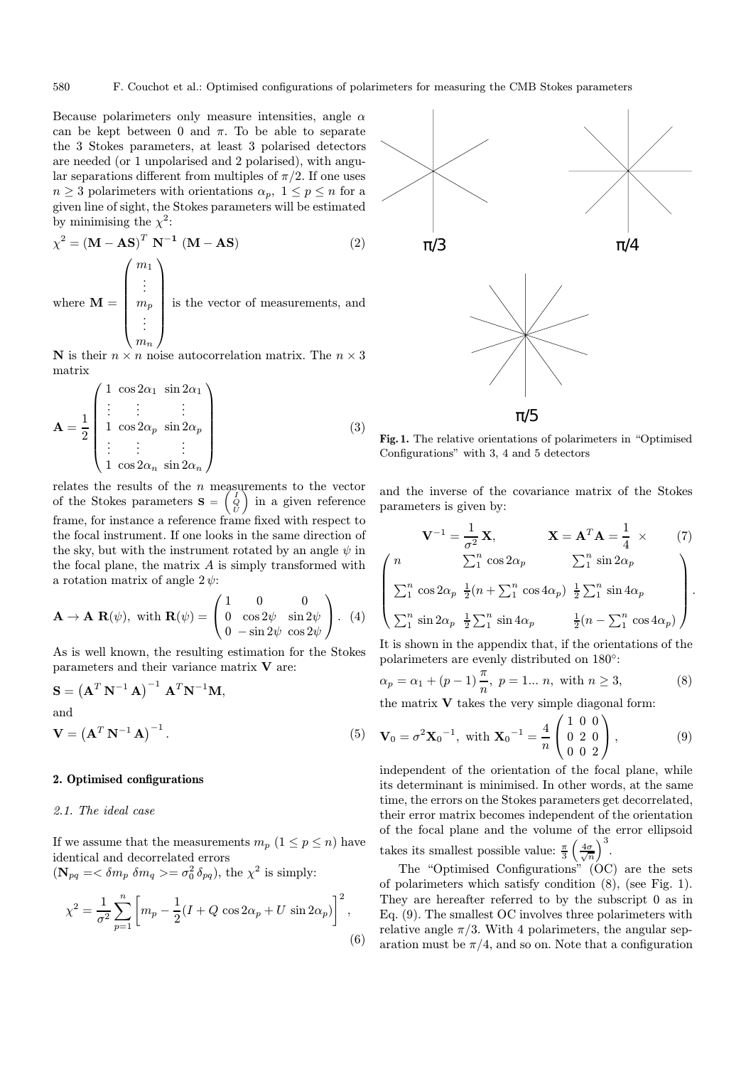Because polarimeters only measure intensities, angle $\alpha$ can be kept between 0 and $\pi$. To be able to separate the 3 Stokes parameters, at least 3 polarised detectors are needed (or 1 unpolarised and 2 polarised), with angular separations different from multiples of $\pi/2$. If one uses $n \geq 3$ polarimeters with orientations $\alpha_p$, $1 \leq p \leq n$ for a given line of sight, the Stokes parameters will be estimated by minimising the $\chi^2$:

$$\chi^2 = (\mathbf{M} - \mathbf{AS})^T \ \mathbf{N^{-1}} \ (\mathbf{M} - \mathbf{AS}) \tag{2}$$

where $\mathbf{M} = \begin{pmatrix} m_1 \\ \vdots \\ m_p \\ \vdots \\ m_n \end{pmatrix}$ is the vector of measurements, and $\mathbf{N}$ is their $n \times n$ noise autocorrelation matrix. The $n \times 3$ matrix

$$\mathbf{A} = \frac{1}{2} \begin{pmatrix} 1 & \cos 2\alpha_1 & \sin 2\alpha_1 \\ \vdots & \vdots & \vdots \\ 1 & \cos 2\alpha_p & \sin 2\alpha_p \\ \vdots & \vdots & \vdots \\ 1 & \cos 2\alpha_n & \sin 2\alpha_n \end{pmatrix} \tag{3}$$

relates the results of the $n$ measurements to the vector of the Stokes parameters $\mathbf{S} = \begin{pmatrix} I \\ Q \\ U \end{pmatrix}$ in a given reference frame, for instance a reference frame fixed with respect to the focal instrument. If one looks in the same direction of the sky, but with the instrument rotated by an angle $\psi$ in the focal plane, the matrix $A$ is simply transformed with a rotation matrix of angle $2\,\psi$:

$$\mathbf{A} \rightarrow \mathbf{A}\ \mathbf{R}(\psi), \text{ with } \mathbf{R}(\psi) = \begin{pmatrix} 1 & 0 & 0 \\ 0 & \cos 2\psi & \sin 2\psi \\ 0 & -\sin 2\psi & \cos 2\psi \end{pmatrix}. \tag{4}$$

As is well known, the resulting estimation for the Stokes parameters and their variance matrix $\mathbf{V}$ are:

$$\mathbf{S} = \left(\mathbf{A}^T \mathbf{N}^{-1} \mathbf{A}\right)^{-1} \mathbf{A}^T \mathbf{N}^{-1} \mathbf{M},$$

and

$$\mathbf{V} = \left(\mathbf{A}^T \mathbf{N}^{-1} \mathbf{A}\right)^{-1}. \tag{5}$$

## 2. Optimised configurations

### *2.1. The ideal case*

If we assume that the measurements $m_p$ ($1 \leq p \leq n$) have identical and decorrelated errors ($\mathbf{N}_{pq} = <\delta m_p\ \delta m_q> = \sigma_0^2\, \delta_{pq}$), the $\chi^2$ is simply:

$$\chi^2 = \frac{1}{\sigma^2} \sum_{p=1}^{n} \left[ m_p - \frac{1}{2}(I + Q\,\cos 2\alpha_p + U\,\sin 2\alpha_p) \right]^2, \tag{6}$$

π/3 π/4 π/5

**Fig. 1.** The relative orientations of polarimeters in "Optimised Configurations" with 3, 4 and 5 detectors

and the inverse of the covariance matrix of the Stokes parameters is given by:

$$\mathbf{V}^{-1} = \frac{1}{\sigma^2}\,\mathbf{X}, \qquad \mathbf{X} = \mathbf{A}^T \mathbf{A} = \frac{1}{4} \times \tag{7}$$

$$\begin{pmatrix} n & \sum_1^n \cos 2\alpha_p & \sum_1^n \sin 2\alpha_p \\ \sum_1^n \cos 2\alpha_p & \frac{1}{2}(n + \sum_1^n \cos 4\alpha_p) & \frac{1}{2}\sum_1^n \sin 4\alpha_p \\ \sum_1^n \sin 2\alpha_p & \frac{1}{2}\sum_1^n \sin 4\alpha_p & \frac{1}{2}(n - \sum_1^n \cos 4\alpha_p) \end{pmatrix}.$$

It is shown in the appendix that, if the orientations of the polarimeters are evenly distributed on 180°:

$$\alpha_p = \alpha_1 + (p-1)\,\frac{\pi}{n},\ p = 1 \ldots n, \text{ with } n \geq 3, \tag{8}$$

the matrix $\mathbf{V}$ takes the very simple diagonal form:

$$\mathbf{V}_0 = \sigma^2 \mathbf{X}_0{}^{-1}, \text{ with } \mathbf{X}_0{}^{-1} = \frac{4}{n} \begin{pmatrix} 1 & 0 & 0 \\ 0 & 2 & 0 \\ 0 & 0 & 2 \end{pmatrix}, \tag{9}$$

independent of the orientation of the focal plane, while its determinant is minimised. In other words, at the same time, the errors on the Stokes parameters get decorrelated, their error matrix becomes independent of the orientation of the focal plane and the volume of the error ellipsoid takes its smallest possible value: $\frac{\pi}{3}\left(\frac{4\sigma}{\sqrt{n}}\right)^3$.

The "Optimised Configurations" (OC) are the sets of polarimeters which satisfy condition (8), (see Fig. 1). They are hereafter referred to by the subscript 0 as in Eq. (9). The smallest OC involves three polarimeters with relative angle $\pi/3$. With 4 polarimeters, the angular separation must be $\pi/4$, and so on. Note that a configuration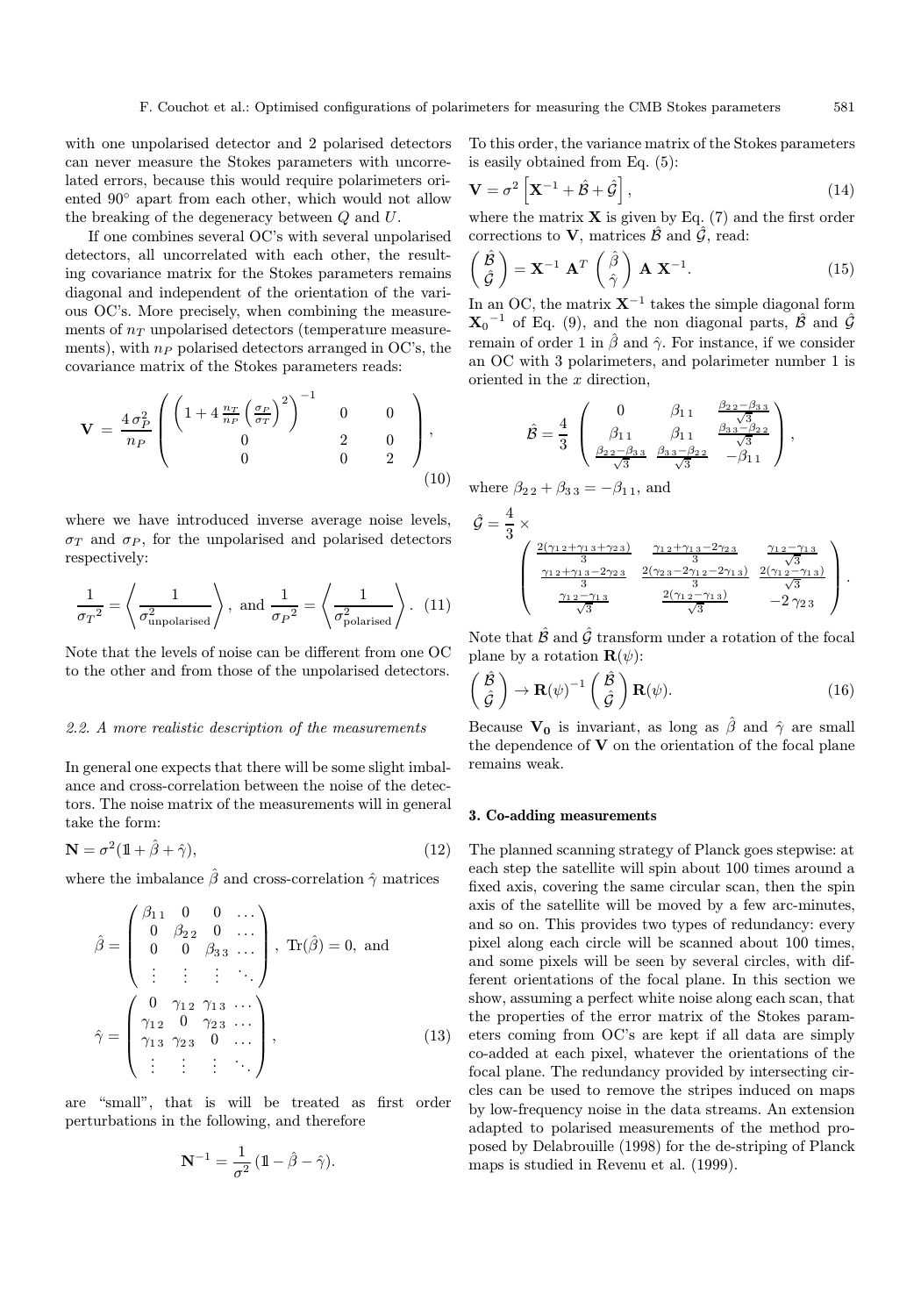with one unpolarised detector and 2 polarised detectors can never measure the Stokes parameters with uncorrelated errors, because this would require polarimeters oriented 90° apart from each other, which would not allow the breaking of the degeneracy between $Q$ and $U$.

If one combines several OC's with several unpolarised detectors, all uncorrelated with each other, the resulting covariance matrix for the Stokes parameters remains diagonal and independent of the orientation of the various OC's. More precisely, when combining the measurements of $n_T$ unpolarised detectors (temperature measurements), with $n_P$ polarised detectors arranged in OC's, the covariance matrix of the Stokes parameters reads:

$$\mathbf{V} = \frac{4\,\sigma_P^2}{n_P} \begin{pmatrix} \left(1 + 4\,\frac{n_T}{n_P}\left(\frac{\sigma_P}{\sigma_T}\right)^2\right)^{-1} & 0 & 0 \\ 0 & 2 & 0 \\ 0 & 0 & 2 \end{pmatrix}, \tag{10}$$

where we have introduced inverse average noise levels, $\sigma_T$ and $\sigma_P$, for the unpolarised and polarised detectors respectively:

$$\frac{1}{{\sigma_T}^2} = \left\langle \frac{1}{\sigma^2_{\rm unpolarised}} \right\rangle, \text{ and } \frac{1}{{\sigma_P}^2} = \left\langle \frac{1}{\sigma^2_{\rm polarised}} \right\rangle. \tag{11}$$

Note that the levels of noise can be different from one OC to the other and from those of the unpolarised detectors.

### 2.2. A more realistic description of the measurements

In general one expects that there will be some slight imbalance and cross-correlation between the noise of the detectors. The noise matrix of the measurements will in general take the form:

$$\mathbf{N} = \sigma^2 (\mathbb{1} + \hat\beta + \hat\gamma), \tag{12}$$

where the imbalance $\hat\beta$ and cross-correlation $\hat\gamma$ matrices

$$\hat\beta = \begin{pmatrix} \beta_{1\,1} & 0 & 0 & \dots \\ 0 & \beta_{2\,2} & 0 & \dots \\ 0 & 0 & \beta_{3\,3} & \dots \\ \vdots & \vdots & \vdots & \ddots \end{pmatrix},\ \mathrm{Tr}(\hat\beta) = 0, \text{ and}$$

$$\hat\gamma = \begin{pmatrix} 0 & \gamma_{1\,2} & \gamma_{1\,3} & \dots \\ \gamma_{1\,2} & 0 & \gamma_{2\,3} & \dots \\ \gamma_{1\,3} & \gamma_{2\,3} & 0 & \dots \\ \vdots & \vdots & \vdots & \ddots \end{pmatrix}, \tag{13}$$

are "small", that is will be treated as first order perturbations in the following, and therefore

$$\mathbf{N}^{-1} = \frac{1}{\sigma^2}\,(\mathbb{1} - \hat\beta - \hat\gamma).$$

To this order, the variance matrix of the Stokes parameters is easily obtained from Eq. (5):

$$\mathbf{V} = \sigma^2 \left[\mathbf{X}^{-1} + \hat{\mathcal{B}} + \hat{\mathcal{G}}\right], \tag{14}$$

where the matrix $\mathbf{X}$ is given by Eq. (7) and the first order corrections to $\mathbf{V}$, matrices $\hat{\mathcal{B}}$ and $\hat{\mathcal{G}}$, read:

$$\begin{pmatrix} \hat{\mathcal{B}} \\ \hat{\mathcal{G}} \end{pmatrix} = \mathbf{X}^{-1}\ \mathbf{A}^T \begin{pmatrix} \hat\beta \\ \hat\gamma \end{pmatrix} \mathbf{A}\ \mathbf{X}^{-1}. \tag{15}$$

In an OC, the matrix $\mathbf{X}^{-1}$ takes the simple diagonal form ${\mathbf{X}_0}^{-1}$ of Eq. (9), and the non diagonal parts, $\hat{\mathcal{B}}$ and $\hat{\mathcal{G}}$ remain of order 1 in $\hat\beta$ and $\hat\gamma$. For instance, if we consider an OC with 3 polarimeters, and polarimeter number 1 is oriented in the $x$ direction,

$$\hat{\mathcal{B}} = \frac{4}{3} \begin{pmatrix} 0 & \beta_{1\,1} & \frac{\beta_{2\,2}-\beta_{3\,3}}{\sqrt{3}} \\ \beta_{1\,1} & \beta_{1\,1} & \frac{\beta_{3\,3}-\beta_{2\,2}}{\sqrt{3}} \\ \frac{\beta_{2\,2}-\beta_{3\,3}}{\sqrt{3}} & \frac{\beta_{3\,3}-\beta_{2\,2}}{\sqrt{3}} & -\beta_{1\,1} \end{pmatrix},$$

where $\beta_{2\,2} + \beta_{3\,3} = -\beta_{1\,1}$, and

$$\hat{\mathcal{G}} = \frac{4}{3} \times \begin{pmatrix} \frac{2(\gamma_{1\,2}+\gamma_{1\,3}+\gamma_{2\,3})}{3} & \frac{\gamma_{1\,2}+\gamma_{1\,3}-2\gamma_{2\,3}}{3} & \frac{\gamma_{1\,2}-\gamma_{1\,3}}{\sqrt{3}} \\ \frac{\gamma_{1\,2}+\gamma_{1\,3}-2\gamma_{2\,3}}{3} & \frac{2(\gamma_{2\,3}-2\gamma_{1\,2}-2\gamma_{1\,3})}{3} & \frac{2(\gamma_{1\,2}-\gamma_{1\,3})}{\sqrt{3}} \\ \frac{\gamma_{1\,2}-\gamma_{1\,3}}{\sqrt{3}} & \frac{2(\gamma_{1\,2}-\gamma_{1\,3})}{\sqrt{3}} & -2\,\gamma_{2\,3} \end{pmatrix}.$$

Note that $\hat{\mathcal{B}}$ and $\hat{\mathcal{G}}$ transform under a rotation of the focal plane by a rotation $\mathbf{R}(\psi)$:

$$\begin{pmatrix} \hat{\mathcal{B}} \\ \hat{\mathcal{G}} \end{pmatrix} \to \mathbf{R}(\psi)^{-1} \begin{pmatrix} \hat{\mathcal{B}} \\ \hat{\mathcal{G}} \end{pmatrix} \mathbf{R}(\psi). \tag{16}$$

Because $\mathbf{V_0}$ is invariant, as long as $\hat\beta$ and $\hat\gamma$ are small the dependence of $\mathbf{V}$ on the orientation of the focal plane remains weak.

## 3. Co-adding measurements

The planned scanning strategy of Planck goes stepwise: at each step the satellite will spin about 100 times around a fixed axis, covering the same circular scan, then the spin axis of the satellite will be moved by a few arc-minutes, and so on. This provides two types of redundancy: every pixel along each circle will be scanned about 100 times, and some pixels will be seen by several circles, with different orientations of the focal plane. In this section we show, assuming a perfect white noise along each scan, that the properties of the error matrix of the Stokes parameters coming from OC's are kept if all data are simply co-added at each pixel, whatever the orientations of the focal plane. The redundancy provided by intersecting circles can be used to remove the stripes induced on maps by low-frequency noise in the data streams. An extension adapted to polarised measurements of the method proposed by Delabrouille (1998) for the de-striping of Planck maps is studied in Revenu et al. (1999).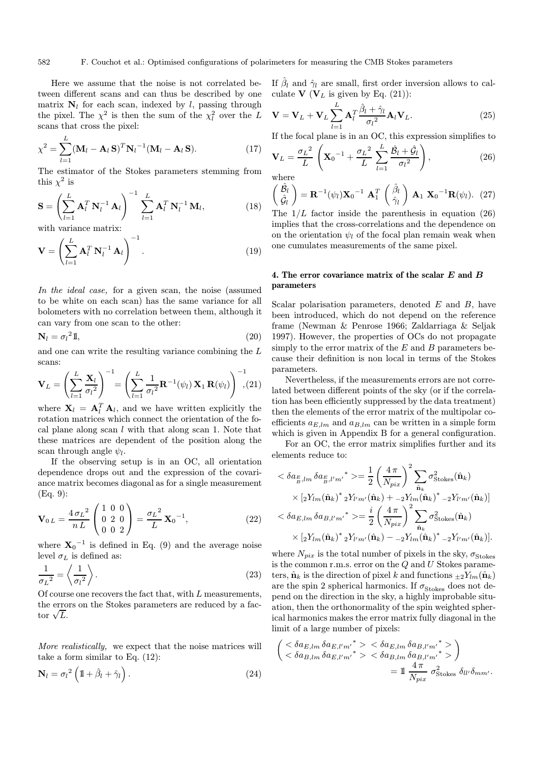Here we assume that the noise is not correlated between different scans and can thus be described by one matrix $\mathbf{N}_l$ for each scan, indexed by $l$, passing through the pixel. The $\chi^2$ is then the sum of the $\chi_l^2$ over the $L$ scans that cross the pixel:

$$\chi^2 = \sum_{l=1}^{L} (\mathbf{M}_l - \mathbf{A}_l\,\mathbf{S})^T {\mathbf{N}_l}^{-1} (\mathbf{M}_l - \mathbf{A}_l\,\mathbf{S}). \tag{17}$$

The estimator of the Stokes parameters stemming from this $\chi^2$ is

$$\mathbf{S} = \left( \sum_{l=1}^{L} \mathbf{A}_l^T\,\mathbf{N}_l^{-1}\,\mathbf{A}_l \right)^{-1} \sum_{l=1}^{L} \mathbf{A}_l^T\,\mathbf{N}_l^{-1}\,\mathbf{M}_l, \tag{18}$$

with variance matrix:

$$\mathbf{V} = \left( \sum_{l=1}^{L} \mathbf{A}_l^T\,\mathbf{N}_l^{-1}\,\mathbf{A}_l \right)^{-1}. \tag{19}$$

*In the ideal case,* for a given scan, the noise (assumed to be white on each scan) has the same variance for all bolometers with no correlation between them, although it can vary from one scan to the other:

$$\mathbf{N}_l = {\sigma_l}^2 \mathbb{1}, \tag{20}$$

and one can write the resulting variance combining the $L$ scans:

$$\mathbf{V}_L = \left( \sum_{l=1}^{L} \frac{\mathbf{X}_l}{{\sigma_l}^2} \right)^{-1} = \left( \sum_{l=1}^{L} \frac{1}{{\sigma_l}^2} \mathbf{R}^{-1}(\psi_l)\,\mathbf{X}_1\,\mathbf{R}(\psi_l) \right)^{-1}, \tag{21}$$

where $\mathbf{X}_l = \mathbf{A}_l^T\,\mathbf{A}_l$, and we have written explicitly the rotation matrices which connect the orientation of the focal plane along scan $l$ with that along scan 1. Note that these matrices are dependent of the position along the scan through angle $\psi_l$.

If the observing setup is in an OC, all orientation dependence drops out and the expression of the covariance matrix becomes diagonal as for a single measurement (Eq. 9):

$$\mathbf{V}_{0\,L} = \frac{4\,{\sigma_L}^2}{n\,L} \begin{pmatrix} 1 & 0 & 0 \\ 0 & 2 & 0 \\ 0 & 0 & 2 \end{pmatrix} = \frac{{\sigma_L}^2}{L}\,{\mathbf{X}_0}^{-1}, \tag{22}$$

where ${\mathbf{X}_0}^{-1}$ is defined in Eq. (9) and the average noise level $\sigma_L$ is defined as:

$$\frac{1}{{\sigma_L}^2} = \left\langle \frac{1}{{\sigma_l}^2} \right\rangle. \tag{23}$$

Of course one recovers the fact that, with $L$ measurements, the errors on the Stokes parameters are reduced by a factor $\sqrt{L}$.

*More realistically,* we expect that the noise matrices will take a form similar to Eq. (12):

$$\mathbf{N}_l = {\sigma_l}^2 \left( \mathbb{1} + \hat{\beta}_l + \hat{\gamma}_l \right). \tag{24}$$

If $\hat{\beta}_l$ and $\hat{\gamma}_l$ are small, first order inversion allows to calculate $\mathbf{V}$ ($\mathbf{V}_L$ is given by Eq. (21)):

$$\mathbf{V} = \mathbf{V}_L + \mathbf{V}_L \sum_{l=1}^{L} \mathbf{A}_l^T \frac{\hat{\beta}_l + \hat{\gamma}_l}{{\sigma_l}^2} \mathbf{A}_l \mathbf{V}_L. \tag{25}$$

If the focal plane is in an OC, this expression simplifies to

$$\mathbf{V}_L = \frac{{\sigma_L}^2}{L} \left( {\mathbf{X}_0}^{-1} + \frac{{\sigma_L}^2}{L} \sum_{l=1}^{L} \frac{\hat{\mathcal{B}}_l + \hat{\mathcal{G}}_l}{{\sigma_l}^2} \right), \tag{26}$$

where

$$\begin{pmatrix} \hat{\mathcal{B}}_l \\ \hat{\mathcal{G}}_l \end{pmatrix} = \mathbf{R}^{-1}(\psi_l) \mathbf{X}_0{}^{-1}\ \mathbf{A}_1^T \begin{pmatrix} \hat{\beta}_l \\ \hat{\gamma}_l \end{pmatrix} \mathbf{A}_1\ {\mathbf{X}_0}^{-1} \mathbf{R}(\psi_l). \tag{27}$$

The $1/L$ factor inside the parenthesis in equation (26) implies that the cross-correlations and the dependence on on the orientation $\psi_l$ of the focal plan remain weak when one cumulates measurements of the same pixel.

## 4. The error covariance matrix of the scalar $E$ and $B$ parameters

Scalar polarisation parameters, denoted $E$ and $B$, have been introduced, which do not depend on the reference frame (Newman & Penrose 1966; Zaldarriaga & Seljak 1997). However, the properties of OCs do not propagate simply to the error matrix of the $E$ and $B$ parameters because their definition is non local in terms of the Stokes parameters.

Nevertheless, if the measurements errors are not correlated between different points of the sky (or if the correlation has been efficiently suppressed by the data treatment) then the elements of the error matrix of the multipolar coefficients $a_{E,lm}$ and $a_{B,lm}$ can be written in a simple form which is given in Appendix B for a general configuration.

For an OC, the error matrix simplifies further and its elements reduce to:

$$\begin{aligned} <\delta a_{\substack{E\\B},lm}\,\delta a_{\substack{E\\B},l'm'}{}^*> &= \frac{1}{2}\left(\frac{4\,\pi}{N_{pix}}\right)^2 \sum_{\hat{\mathbf{n}}_k} \sigma^2_{\rm Stokes}(\hat{\mathbf{n}}_k) \\ &\quad \times [{}_2Y_{lm}(\hat{\mathbf{n}}_k)^*\,{}_2Y_{l'm'}(\hat{\mathbf{n}}_k) + {}_{-2}Y_{lm}(\hat{\mathbf{n}}_k)^*\,{}_{-2}Y_{l'm'}(\hat{\mathbf{n}}_k)] \\ <\delta a_{E,lm}\,\delta a_{B,l'm'}{}^*> &= \frac{i}{2}\left(\frac{4\,\pi}{N_{pix}}\right)^2 \sum_{\hat{\mathbf{n}}_k} \sigma^2_{\rm Stokes}(\hat{\mathbf{n}}_k) \\ &\quad \times [{}_2Y_{lm}(\hat{\mathbf{n}}_k)^*\,{}_2Y_{l'm'}(\hat{\mathbf{n}}_k) - {}_{-2}Y_{lm}(\hat{\mathbf{n}}_k)^*\,{}_{-2}Y_{l'm'}(\hat{\mathbf{n}}_k)]. \end{aligned}$$

where $N_{pix}$ is the total number of pixels in the sky, $\sigma_{\rm Stokes}$ is the common r.m.s. error on the $Q$ and $U$ Stokes parameters, $\hat{\mathbf{n}}_k$ is the direction of pixel $k$ and functions ${}_{\pm 2}Y_{lm}(\hat{\mathbf{n}}_k)$ are the spin 2 spherical harmonics. If $\sigma_{\rm Stokes}$ does not depend on the direction in the sky, a highly improbable situation, then the orthonormality of the spin weighted spherical harmonics makes the error matrix fully diagonal in the limit of a large number of pixels:

$$\begin{pmatrix} <\delta a_{E,lm}\,\delta a_{E,l'm'}{}^*> & <\delta a_{E,lm}\,\delta a_{B,l'm'}{}^*> \\ <\delta a_{B,lm}\,\delta a_{E,l'm'}{}^*> & <\delta a_{B,lm}\,\delta a_{B,l'm'}{}^*> \end{pmatrix} = \mathbb{1}\ \frac{4\,\pi}{N_{pix}}\ \sigma^2_{\rm Stokes}\ \delta_{ll'}\delta_{mm'}.$$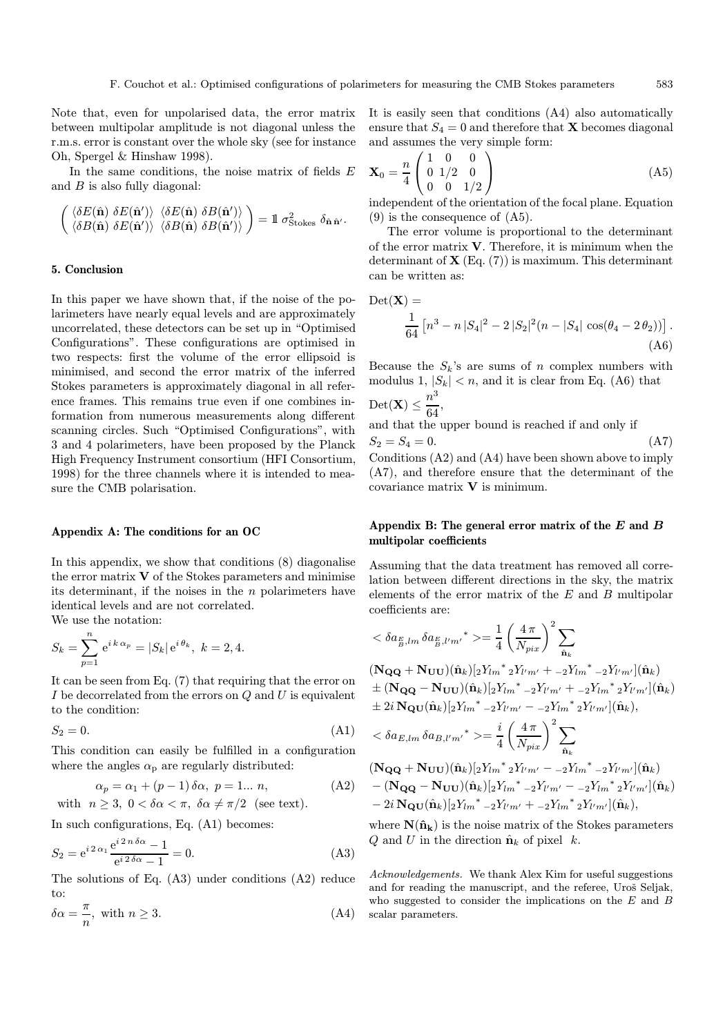Note that, even for unpolarised data, the error matrix between multipolar amplitude is not diagonal unless the r.m.s. error is constant over the whole sky (see for instance Oh, Spergel & Hinshaw 1998).

In the same conditions, the noise matrix of fields $E$ and $B$ is also fully diagonal:

$$\begin{pmatrix} \langle \delta E(\hat{\mathbf{n}})\, \delta E(\hat{\mathbf{n}}')\rangle & \langle \delta E(\hat{\mathbf{n}})\, \delta B(\hat{\mathbf{n}}')\rangle \\ \langle \delta B(\hat{\mathbf{n}})\, \delta E(\hat{\mathbf{n}}')\rangle & \langle \delta B(\hat{\mathbf{n}})\, \delta B(\hat{\mathbf{n}}')\rangle \end{pmatrix} = \mathbb{1}\, \sigma^2_{\rm Stokes}\, \delta_{\hat{\mathbf{n}}\,\hat{\mathbf{n}}'}.$$

## 5. Conclusion

In this paper we have shown that, if the noise of the polarimeters have nearly equal levels and are approximately uncorrelated, these detectors can be set up in "Optimised Configurations". These configurations are optimised in two respects: first the volume of the error ellipsoid is minimised, and second the error matrix of the inferred Stokes parameters is approximately diagonal in all reference frames. This remains true even if one combines information from numerous measurements along different scanning circles. Such "Optimised Configurations", with 3 and 4 polarimeters, have been proposed by the Planck High Frequency Instrument consortium (HFI Consortium, 1998) for the three channels where it is intended to measure the CMB polarisation.

## Appendix A: The conditions for an OC

In this appendix, we show that conditions (8) diagonalise the error matrix $\mathbf{V}$ of the Stokes parameters and minimise its determinant, if the noises in the $n$ polarimeters have identical levels and are not correlated.

We use the notation:

$$S_k = \sum_{p=1}^{n} {\rm e}^{i\,k\,\alpha_p} = |S_k|\,{\rm e}^{i\,\theta_k},\ k = 2, 4.$$

It can be seen from Eq. (7) that requiring that the error on $I$ be decorrelated from the errors on $Q$ and $U$ is equivalent to the condition:

$$S_2 = 0. \tag{A1}$$

This condition can easily be fulfilled in a configuration where the angles $\alpha_{\rm p}$ are regularly distributed:

$$\alpha_p = \alpha_1 + (p-1)\,\delta\alpha,\ p = 1...\ n, \tag{A2}$$

with $n \geq 3,\ 0 < \delta\alpha < \pi,\ \delta\alpha \neq \pi/2$ (see text).

In such configurations, Eq. (A1) becomes:

$$S_2 = {\rm e}^{i\,2\,\alpha_1} \frac{{\rm e}^{i\,2\,n\,\delta\alpha} - 1}{{\rm e}^{i\,2\,\delta\alpha} - 1} = 0. \tag{A3}$$

The solutions of Eq. (A3) under conditions (A2) reduce to:

$$\delta\alpha = \frac{\pi}{n},\ \text{with}\ n \geq 3. \tag{A4}$$

It is easily seen that conditions (A4) also automatically ensure that $S_4 = 0$ and therefore that $\mathbf{X}$ becomes diagonal and assumes the very simple form:

$$\mathbf{X}_0 = \frac{n}{4} \begin{pmatrix} 1 & 0 & 0 \\ 0 & 1/2 & 0 \\ 0 & 0 & 1/2 \end{pmatrix} \tag{A5}$$

independent of the orientation of the focal plane. Equation (9) is the consequence of (A5).

The error volume is proportional to the determinant of the error matrix $\mathbf{V}$. Therefore, it is minimum when the determinant of $\mathbf{X}$ (Eq. (7)) is maximum. This determinant can be written as:

$$\text{Det}(\mathbf{X}) = \frac{1}{64}\left[n^3 - n\,|S_4|^2 - 2\,|S_2|^2 (n - |S_4|\,\cos(\theta_4 - 2\,\theta_2))\right]. \tag{A6}$$

Because the $S_k$'s are sums of $n$ complex numbers with modulus 1, $|S_k| < n$, and it is clear from Eq. (A6) that

$$\text{Det}(\mathbf{X}) \leq \frac{n^3}{64},$$

and that the upper bound is reached if and only if

$$S_2 = S_4 = 0. \tag{A7}$$

Conditions (A2) and (A4) have been shown above to imply (A7), and therefore ensure that the determinant of the covariance matrix $\mathbf{V}$ is minimum.

## Appendix B: The general error matrix of the $E$ and $B$ multipolar coefficients

Assuming that the data treatment has removed all correlation between different directions in the sky, the matrix elements of the error matrix of the $E$ and $B$ multipolar coefficients are:

$$< \delta a_{\substack{E\\B},lm}\, \delta a_{\substack{E\\B},l'm'}{}^* >= \frac{1}{4}\left(\frac{4\,\pi}{N_{pix}}\right)^2 \sum_{\hat{\mathbf{n}}_k}$$

$$(\mathbf{N_{QQ}} + \mathbf{N_{UU}})(\hat{\mathbf{n}}_k)[{}_2Y_{lm}{}^*\,{}_2Y_{l'm'} + {}_{-2}Y_{lm}{}^*\,{}_{-2}Y_{l'm'}](\hat{\mathbf{n}}_k)$$
$$\pm (\mathbf{N_{QQ}} - \mathbf{N_{UU}})(\hat{\mathbf{n}}_k)[{}_2Y_{lm}{}^*\,{}_{-2}Y_{l'm'} + {}_{-2}Y_{lm}{}^*\,{}_2Y_{l'm'}](\hat{\mathbf{n}}_k)$$
$$\pm 2i\,\mathbf{N_{QU}}(\hat{\mathbf{n}}_k)[{}_2Y_{lm}{}^*\,{}_{-2}Y_{l'm'} - {}_{-2}Y_{lm}{}^*\,{}_2Y_{l'm'}](\hat{\mathbf{n}}_k),$$

$$< \delta a_{E,lm}\, \delta a_{B,l'm'}{}^* >= \frac{i}{4}\left(\frac{4\,\pi}{N_{pix}}\right)^2 \sum_{\hat{\mathbf{n}}_k}$$

$$(\mathbf{N_{QQ}} + \mathbf{N_{UU}})(\hat{\mathbf{n}}_k)[{}_2Y_{lm}{}^*\,{}_2Y_{l'm'} - {}_{-2}Y_{lm}{}^*\,{}_{-2}Y_{l'm'}](\hat{\mathbf{n}}_k)$$
$$- (\mathbf{N_{QQ}} - \mathbf{N_{UU}})(\hat{\mathbf{n}}_k)[{}_2Y_{lm}{}^*\,{}_{-2}Y_{l'm'} - {}_{-2}Y_{lm}{}^*\,{}_2Y_{l'm'}](\hat{\mathbf{n}}_k)$$
$$- 2i\,\mathbf{N_{QU}}(\hat{\mathbf{n}}_k)[{}_2Y_{lm}{}^*\,{}_{-2}Y_{l'm'} + {}_{-2}Y_{lm}{}^*\,{}_2Y_{l'm'}](\hat{\mathbf{n}}_k),$$

where $\mathbf{N}(\hat{\mathbf{n}}_\mathbf{k})$ is the noise matrix of the Stokes parameters $Q$ and $U$ in the direction $\hat{\mathbf{n}}_k$ of pixel $k$.

*Acknowledgements.* We thank Alex Kim for useful suggestions and for reading the manuscript, and the referee, Uroš Seljak, who suggested to consider the implications on the $E$ and $B$ scalar parameters.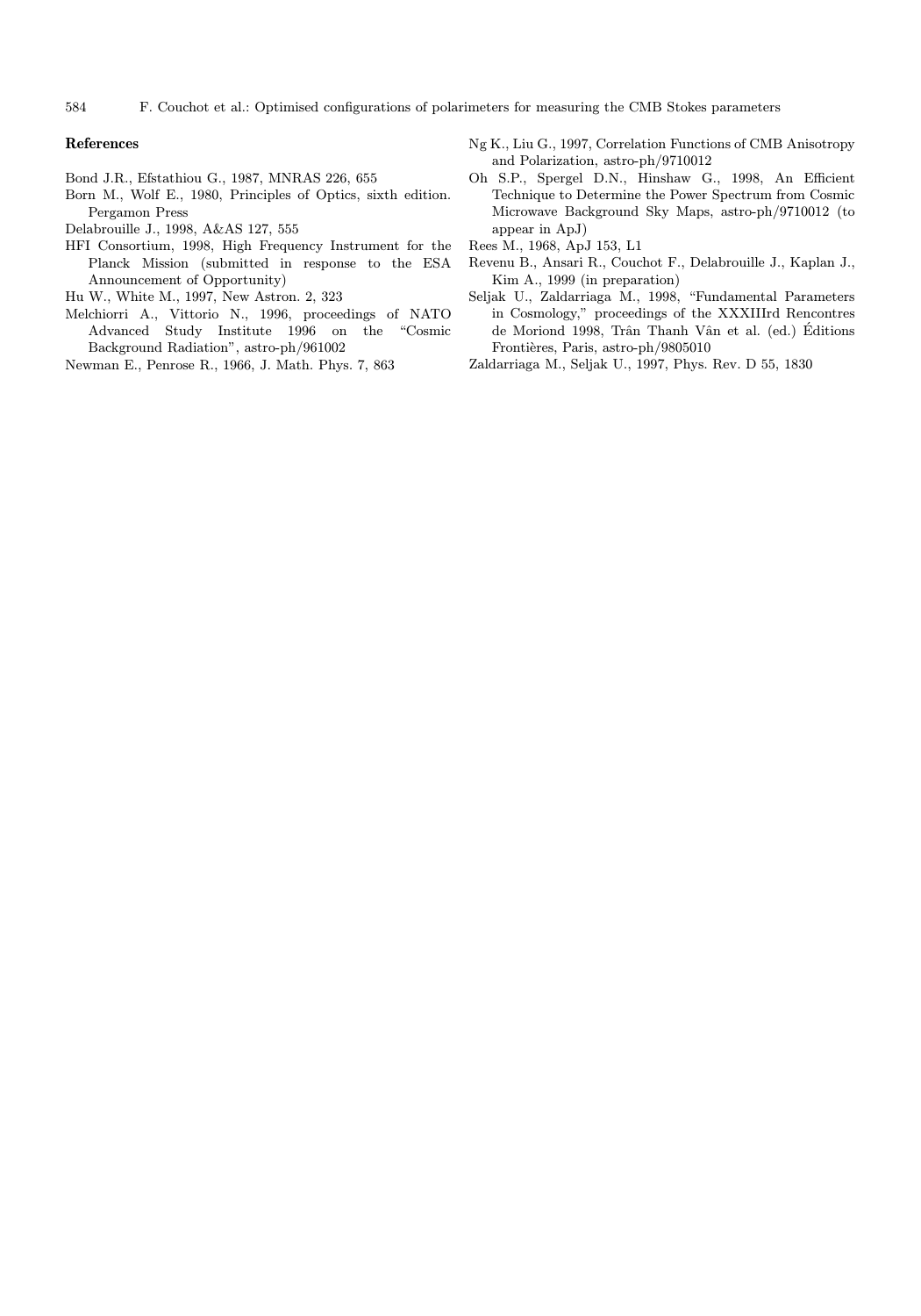## References

Bond J.R., Efstathiou G., 1987, MNRAS 226, 655

Born M., Wolf E., 1980, Principles of Optics, sixth edition. Pergamon Press

Delabrouille J., 1998, A&AS 127, 555

HFI Consortium, 1998, High Frequency Instrument for the Planck Mission (submitted in response to the ESA Announcement of Opportunity)

Hu W., White M., 1997, New Astron. 2, 323

Melchiorri A., Vittorio N., 1996, proceedings of NATO Advanced Study Institute 1996 on the "Cosmic Background Radiation", astro-ph/961002

Newman E., Penrose R., 1966, J. Math. Phys. 7, 863

Ng K., Liu G., 1997, Correlation Functions of CMB Anisotropy and Polarization, astro-ph/9710012

Oh S.P., Spergel D.N., Hinshaw G., 1998, An Efficient Technique to Determine the Power Spectrum from Cosmic Microwave Background Sky Maps, astro-ph/9710012 (to appear in ApJ)

Rees M., 1968, ApJ 153, L1

Revenu B., Ansari R., Couchot F., Delabrouille J., Kaplan J., Kim A., 1999 (in preparation)

Seljak U., Zaldarriaga M., 1998, "Fundamental Parameters in Cosmology," proceedings of the XXXIIIrd Rencontres de Moriond 1998, Trân Thanh Vân et al. (ed.) Éditions Frontières, Paris, astro-ph/9805010

Zaldarriaga M., Seljak U., 1997, Phys. Rev. D 55, 1830